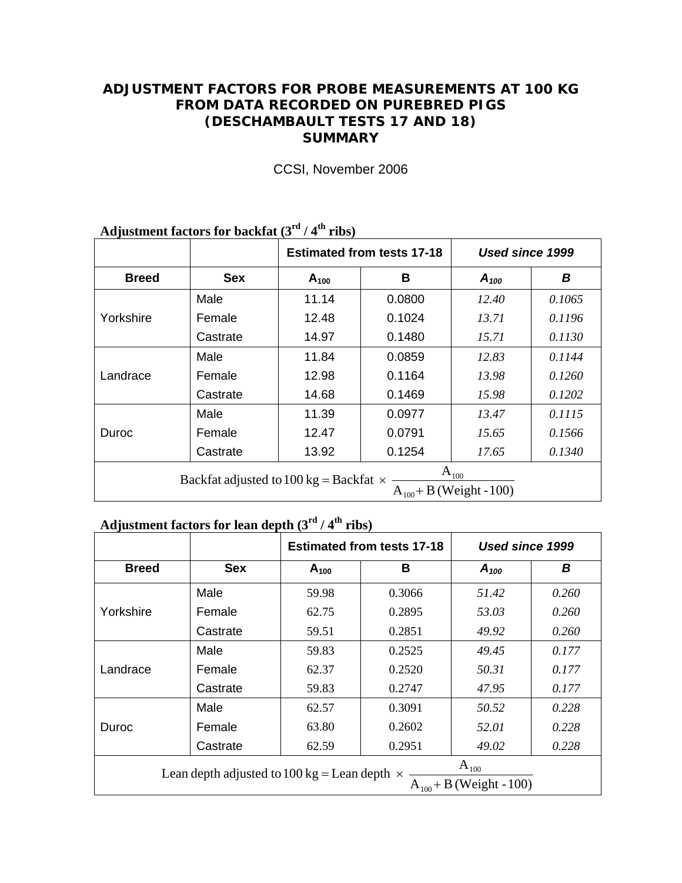# ADJUSTMENT FACTORS FOR PROBE MEASUREMENTS AT 100 KG FROM DATA RECORDED ON PUREBRED PIGS (DESCHAMBAULT TESTS 17 AND 18) SUMMARY

CCSI, November 2006

**Adjustment factors for backfat (3rd / 4th ribs)**

| | | Estimated from tests 17-18 | | *Used since 1999* | |
|---|---|---|---|---|---|
| **Breed** | **Sex** | $A_{100}$ | **B** | $A_{100}$ | ***B*** |
| Yorkshire | Male | 11.14 | 0.0800 | *12.40* | *0.1065* |
| | Female | 12.48 | 0.1024 | *13.71* | *0.1196* |
| | Castrate | 14.97 | 0.1480 | *15.71* | *0.1130* |
| Landrace | Male | 11.84 | 0.0859 | *12.83* | *0.1144* |
| | Female | 12.98 | 0.1164 | *13.98* | *0.1260* |
| | Castrate | 14.68 | 0.1469 | *15.98* | *0.1202* |
| Duroc | Male | 11.39 | 0.0977 | *13.47* | *0.1115* |
| | Female | 12.47 | 0.0791 | *15.65* | *0.1566* |
| | Castrate | 13.92 | 0.1254 | *17.65* | *0.1340* |

$$\text{Backfat adjusted to } 100 \text{ kg} = \text{Backfat} \times \frac{A_{100}}{A_{100} + B\,(\text{Weight} - 100)}$$

**Adjustment factors for lean depth (3rd / 4th ribs)**

| | | Estimated from tests 17-18 | | *Used since 1999* | |
|---|---|---|---|---|---|
| **Breed** | **Sex** | $A_{100}$ | **B** | $A_{100}$ | ***B*** |
| Yorkshire | Male | 59.98 | 0.3066 | *51.42* | *0.260* |
| | Female | 62.75 | 0.2895 | *53.03* | *0.260* |
| | Castrate | 59.51 | 0.2851 | *49.92* | *0.260* |
| Landrace | Male | 59.83 | 0.2525 | *49.45* | *0.177* |
| | Female | 62.37 | 0.2520 | *50.31* | *0.177* |
| | Castrate | 59.83 | 0.2747 | *47.95* | *0.177* |
| Duroc | Male | 62.57 | 0.3091 | *50.52* | *0.228* |
| | Female | 63.80 | 0.2602 | *52.01* | *0.228* |
| | Castrate | 62.59 | 0.2951 | *49.02* | *0.228* |

$$\text{Lean depth adjusted to } 100 \text{ kg} = \text{Lean depth} \times \frac{A_{100}}{A_{100} + B\,(\text{Weight} - 100)}$$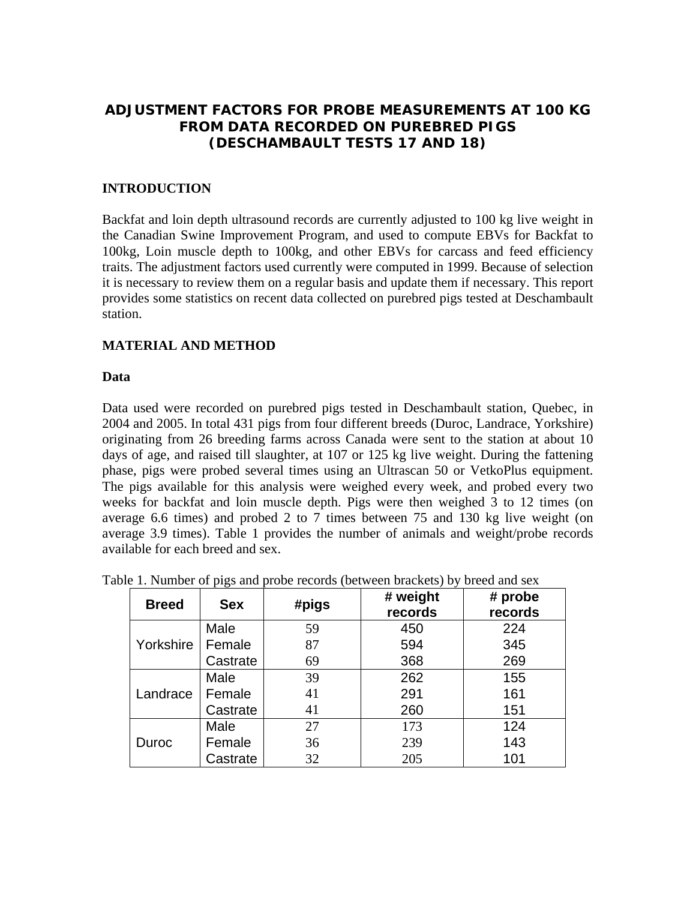# ADJUSTMENT FACTORS FOR PROBE MEASUREMENTS AT 100 KG FROM DATA RECORDED ON PUREBRED PIGS (DESCHAMBAULT TESTS 17 AND 18)

## INTRODUCTION

Backfat and loin depth ultrasound records are currently adjusted to 100 kg live weight in the Canadian Swine Improvement Program, and used to compute EBVs for Backfat to 100kg, Loin muscle depth to 100kg, and other EBVs for carcass and feed efficiency traits. The adjustment factors used currently were computed in 1999. Because of selection it is necessary to review them on a regular basis and update them if necessary. This report provides some statistics on recent data collected on purebred pigs tested at Deschambault station.

## MATERIAL AND METHOD

### Data

Data used were recorded on purebred pigs tested in Deschambault station, Quebec, in 2004 and 2005. In total 431 pigs from four different breeds (Duroc, Landrace, Yorkshire) originating from 26 breeding farms across Canada were sent to the station at about 10 days of age, and raised till slaughter, at 107 or 125 kg live weight. During the fattening phase, pigs were probed several times using an Ultrascan 50 or VetkoPlus equipment. The pigs available for this analysis were weighed every week, and probed every two weeks for backfat and loin muscle depth. Pigs were then weighed 3 to 12 times (on average 6.6 times) and probed 2 to 7 times between 75 and 130 kg live weight (on average 3.9 times). Table 1 provides the number of animals and weight/probe records available for each breed and sex.

Table 1. Number of pigs and probe records (between brackets) by breed and sex

| Breed | Sex | #pigs | # weight records | # probe records |
|---|---|---|---|---|
| Yorkshire | Male | 59 | 450 | 224 |
| | Female | 87 | 594 | 345 |
| | Castrate | 69 | 368 | 269 |
| Landrace | Male | 39 | 262 | 155 |
| | Female | 41 | 291 | 161 |
| | Castrate | 41 | 260 | 151 |
| Duroc | Male | 27 | 173 | 124 |
| | Female | 36 | 239 | 143 |
| | Castrate | 32 | 205 | 101 |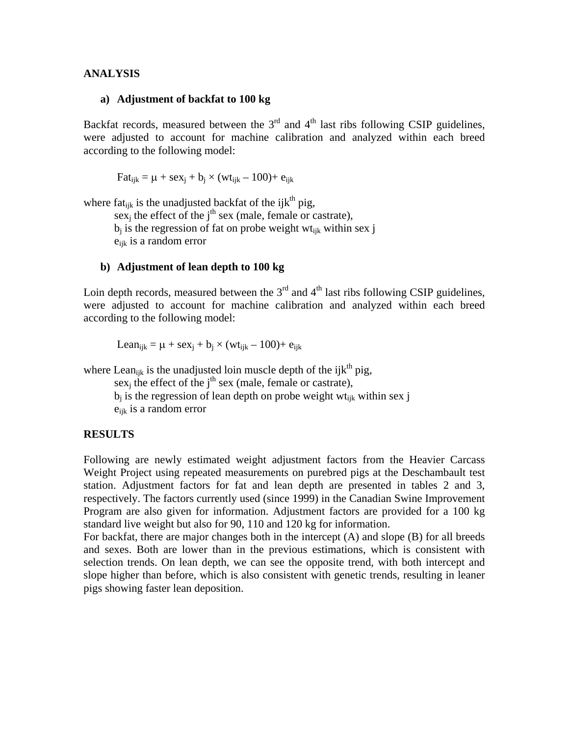## ANALYSIS

### a) Adjustment of backfat to 100 kg

Backfat records, measured between the 3rd and 4th last ribs following CSIP guidelines, were adjusted to account for machine calibration and analyzed within each breed according to the following model:

$$\text{Fat}_{ijk} = \mu + \text{sex}_j + b_j \times (\text{wt}_{ijk} - 100) + e_{ijk}$$

where $\text{fat}_{ijk}$ is the unadjusted backfat of the ijk$^{th}$ pig,

$\text{sex}_j$ the effect of the j$^{th}$ sex (male, female or castrate),

$b_j$ is the regression of fat on probe weight $\text{wt}_{ijk}$ within sex j

$e_{ijk}$ is a random error

### b) Adjustment of lean depth to 100 kg

Loin depth records, measured between the 3rd and 4th last ribs following CSIP guidelines, were adjusted to account for machine calibration and analyzed within each breed according to the following model:

$$\text{Lean}_{ijk} = \mu + \text{sex}_j + b_j \times (\text{wt}_{ijk} - 100) + e_{ijk}$$

where $\text{Lean}_{ijk}$ is the unadjusted loin muscle depth of the ijk$^{th}$ pig,

$\text{sex}_j$ the effect of the j$^{th}$ sex (male, female or castrate),

$b_j$ is the regression of lean depth on probe weight $\text{wt}_{ijk}$ within sex j

$e_{ijk}$ is a random error

## RESULTS

Following are newly estimated weight adjustment factors from the Heavier Carcass Weight Project using repeated measurements on purebred pigs at the Deschambault test station. Adjustment factors for fat and lean depth are presented in tables 2 and 3, respectively. The factors currently used (since 1999) in the Canadian Swine Improvement Program are also given for information. Adjustment factors are provided for a 100 kg standard live weight but also for 90, 110 and 120 kg for information.

For backfat, there are major changes both in the intercept (A) and slope (B) for all breeds and sexes. Both are lower than in the previous estimations, which is consistent with selection trends. On lean depth, we can see the opposite trend, with both intercept and slope higher than before, which is also consistent with genetic trends, resulting in leaner pigs showing faster lean deposition.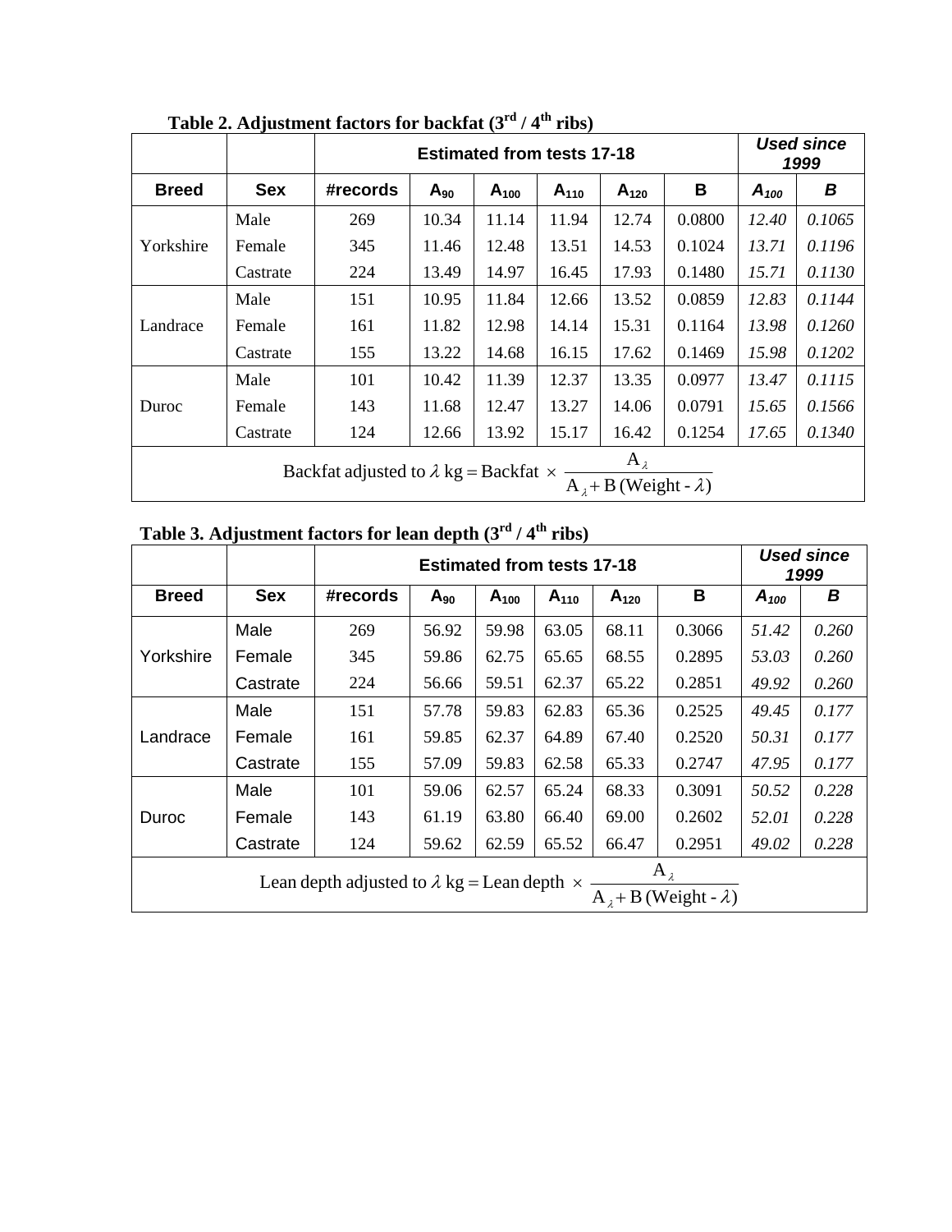**Table 2. Adjustment factors for backfat (3rd / 4th ribs)**

| | | Estimated from tests 17-18 | | | | | | *Used since 1999* | |
|---|---|---|---|---|---|---|---|---|---|
| **Breed** | **Sex** | **#records** | $A_{90}$ | $A_{100}$ | $A_{110}$ | $A_{120}$ | **B** | $A_{100}$ | *B* |
| Yorkshire | Male | 269 | 10.34 | 11.14 | 11.94 | 12.74 | 0.0800 | *12.40* | *0.1065* |
| | Female | 345 | 11.46 | 12.48 | 13.51 | 14.53 | 0.1024 | *13.71* | *0.1196* |
| | Castrate | 224 | 13.49 | 14.97 | 16.45 | 17.93 | 0.1480 | *15.71* | *0.1130* |
| Landrace | Male | 151 | 10.95 | 11.84 | 12.66 | 13.52 | 0.0859 | *12.83* | *0.1144* |
| | Female | 161 | 11.82 | 12.98 | 14.14 | 15.31 | 0.1164 | *13.98* | *0.1260* |
| | Castrate | 155 | 13.22 | 14.68 | 16.15 | 17.62 | 0.1469 | *15.98* | *0.1202* |
| Duroc | Male | 101 | 10.42 | 11.39 | 12.37 | 13.35 | 0.0977 | *13.47* | *0.1115* |
| | Female | 143 | 11.68 | 12.47 | 13.27 | 14.06 | 0.0791 | *15.65* | *0.1566* |
| | Castrate | 124 | 12.66 | 13.92 | 15.17 | 16.42 | 0.1254 | *17.65* | *0.1340* |

$$\text{Backfat adjusted to } \lambda \text{ kg} = \text{Backfat} \times \frac{A_\lambda}{A_\lambda + B\,(\text{Weight} - \lambda)}$$

**Table 3. Adjustment factors for lean depth (3rd / 4th ribs)**

| | | Estimated from tests 17-18 | | | | | | *Used since 1999* | |
|---|---|---|---|---|---|---|---|---|---|
| **Breed** | **Sex** | **#records** | $A_{90}$ | $A_{100}$ | $A_{110}$ | $A_{120}$ | **B** | $A_{100}$ | *B* |
| Yorkshire | Male | 269 | 56.92 | 59.98 | 63.05 | 68.11 | 0.3066 | *51.42* | *0.260* |
| | Female | 345 | 59.86 | 62.75 | 65.65 | 68.55 | 0.2895 | *53.03* | *0.260* |
| | Castrate | 224 | 56.66 | 59.51 | 62.37 | 65.22 | 0.2851 | *49.92* | *0.260* |
| Landrace | Male | 151 | 57.78 | 59.83 | 62.83 | 65.36 | 0.2525 | *49.45* | *0.177* |
| | Female | 161 | 59.85 | 62.37 | 64.89 | 67.40 | 0.2520 | *50.31* | *0.177* |
| | Castrate | 155 | 57.09 | 59.83 | 62.58 | 65.33 | 0.2747 | *47.95* | *0.177* |
| Duroc | Male | 101 | 59.06 | 62.57 | 65.24 | 68.33 | 0.3091 | *50.52* | *0.228* |
| | Female | 143 | 61.19 | 63.80 | 66.40 | 69.00 | 0.2602 | *52.01* | *0.228* |
| | Castrate | 124 | 59.62 | 62.59 | 65.52 | 66.47 | 0.2951 | *49.02* | *0.228* |

$$\text{Lean depth adjusted to } \lambda \text{ kg} = \text{Lean depth} \times \frac{A_\lambda}{A_\lambda + B\,(\text{Weight} - \lambda)}$$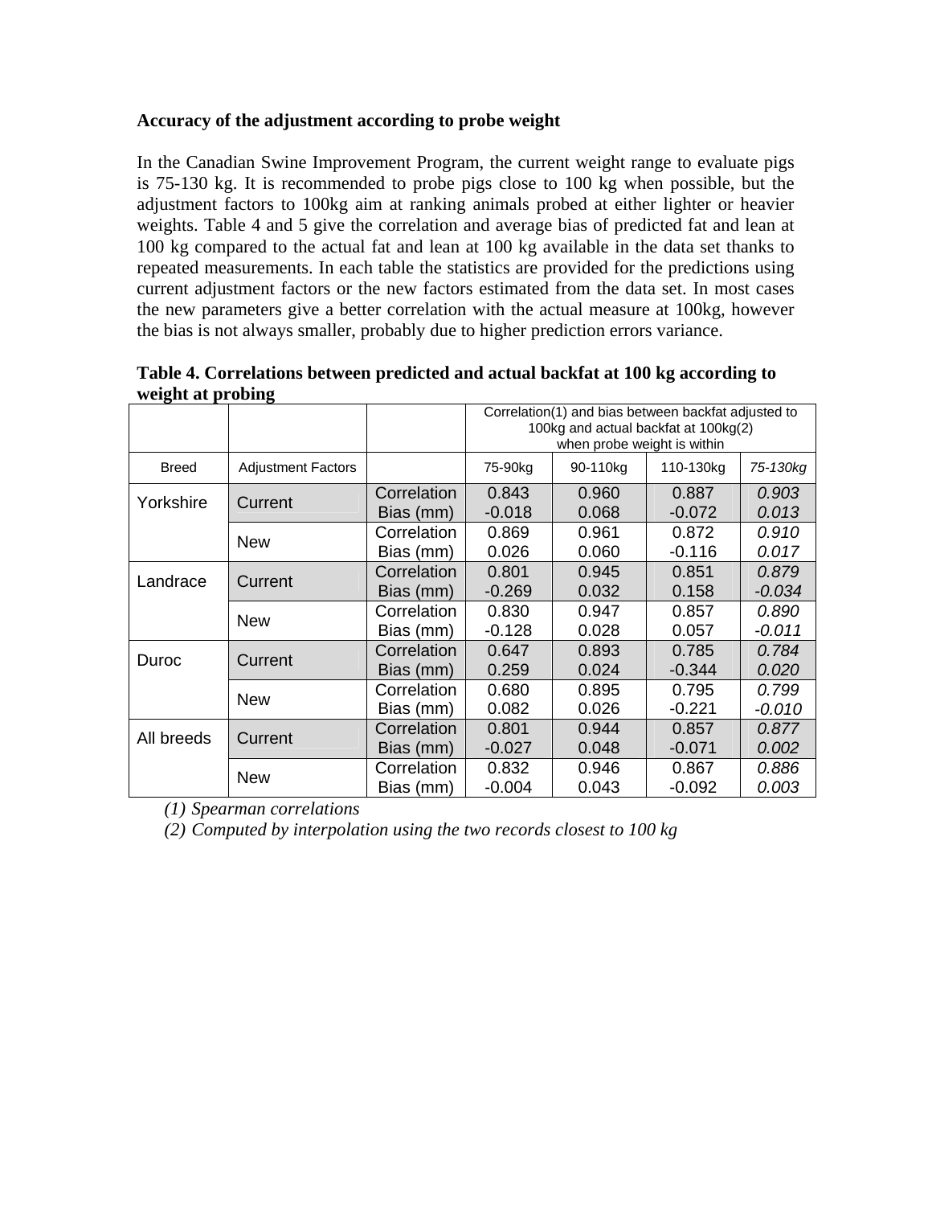**Accuracy of the adjustment according to probe weight**

In the Canadian Swine Improvement Program, the current weight range to evaluate pigs is 75-130 kg. It is recommended to probe pigs close to 100 kg when possible, but the adjustment factors to 100kg aim at ranking animals probed at either lighter or heavier weights. Table 4 and 5 give the correlation and average bias of predicted fat and lean at 100 kg compared to the actual fat and lean at 100 kg available in the data set thanks to repeated measurements. In each table the statistics are provided for the predictions using current adjustment factors or the new factors estimated from the data set. In most cases the new parameters give a better correlation with the actual measure at 100kg, however the bias is not always smaller, probably due to higher prediction errors variance.

**Table 4. Correlations between predicted and actual backfat at 100 kg according to weight at probing**

| | | | Correlation(1) and bias between backfat adjusted to 100kg and actual backfat at 100kg(2) when probe weight is within | | | |
|---|---|---|---|---|---|---|
| Breed | Adjustment Factors | | 75-90kg | 90-110kg | 110-130kg | *75-130kg* |
| Yorkshire | Current | Correlation | 0.843 | 0.960 | 0.887 | *0.903* |
| | | Bias (mm) | -0.018 | 0.068 | -0.072 | *0.013* |
| | New | Correlation | 0.869 | 0.961 | 0.872 | *0.910* |
| | | Bias (mm) | 0.026 | 0.060 | -0.116 | *0.017* |
| Landrace | Current | Correlation | 0.801 | 0.945 | 0.851 | *0.879* |
| | | Bias (mm) | -0.269 | 0.032 | 0.158 | *-0.034* |
| | New | Correlation | 0.830 | 0.947 | 0.857 | *0.890* |
| | | Bias (mm) | -0.128 | 0.028 | 0.057 | *-0.011* |
| Duroc | Current | Correlation | 0.647 | 0.893 | 0.785 | *0.784* |
| | | Bias (mm) | 0.259 | 0.024 | -0.344 | *0.020* |
| | New | Correlation | 0.680 | 0.895 | 0.795 | *0.799* |
| | | Bias (mm) | 0.082 | 0.026 | -0.221 | *-0.010* |
| All breeds | Current | Correlation | 0.801 | 0.944 | 0.857 | *0.877* |
| | | Bias (mm) | -0.027 | 0.048 | -0.071 | *0.002* |
| | New | Correlation | 0.832 | 0.946 | 0.867 | *0.886* |
| | | Bias (mm) | -0.004 | 0.043 | -0.092 | *0.003* |

*(1) Spearman correlations*

*(2) Computed by interpolation using the two records closest to 100 kg*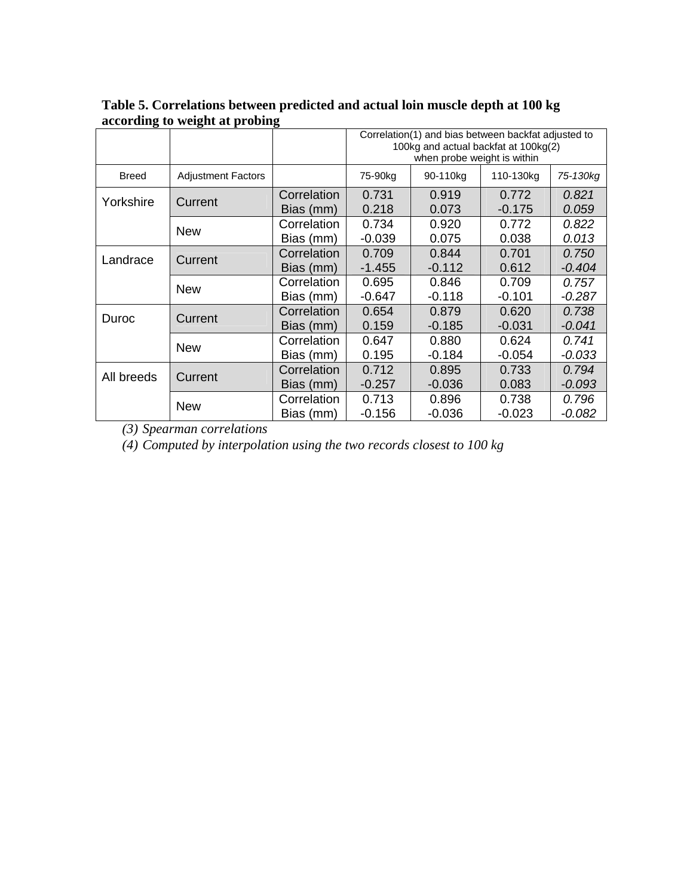**Table 5. Correlations between predicted and actual loin muscle depth at 100 kg according to weight at probing**

| | | | Correlation(1) and bias between backfat adjusted to 100kg and actual backfat at 100kg(2) when probe weight is within | | | |
|---|---|---|---|---|---|---|
| Breed | Adjustment Factors | | 75-90kg | 90-110kg | 110-130kg | *75-130kg* |
| Yorkshire | Current | Correlation | 0.731 | 0.919 | 0.772 | *0.821* |
| | | Bias (mm) | 0.218 | 0.073 | -0.175 | *0.059* |
| | New | Correlation | 0.734 | 0.920 | 0.772 | *0.822* |
| | | Bias (mm) | -0.039 | 0.075 | 0.038 | *0.013* |
| Landrace | Current | Correlation | 0.709 | 0.844 | 0.701 | *0.750* |
| | | Bias (mm) | -1.455 | -0.112 | 0.612 | *-0.404* |
| | New | Correlation | 0.695 | 0.846 | 0.709 | *0.757* |
| | | Bias (mm) | -0.647 | -0.118 | -0.101 | *-0.287* |
| Duroc | Current | Correlation | 0.654 | 0.879 | 0.620 | *0.738* |
| | | Bias (mm) | 0.159 | -0.185 | -0.031 | *-0.041* |
| | New | Correlation | 0.647 | 0.880 | 0.624 | *0.741* |
| | | Bias (mm) | 0.195 | -0.184 | -0.054 | *-0.033* |
| All breeds | Current | Correlation | 0.712 | 0.895 | 0.733 | *0.794* |
| | | Bias (mm) | -0.257 | -0.036 | 0.083 | *-0.093* |
| | New | Correlation | 0.713 | 0.896 | 0.738 | *0.796* |
| | | Bias (mm) | -0.156 | -0.036 | -0.023 | *-0.082* |

*(3) Spearman correlations*

*(4) Computed by interpolation using the two records closest to 100 kg*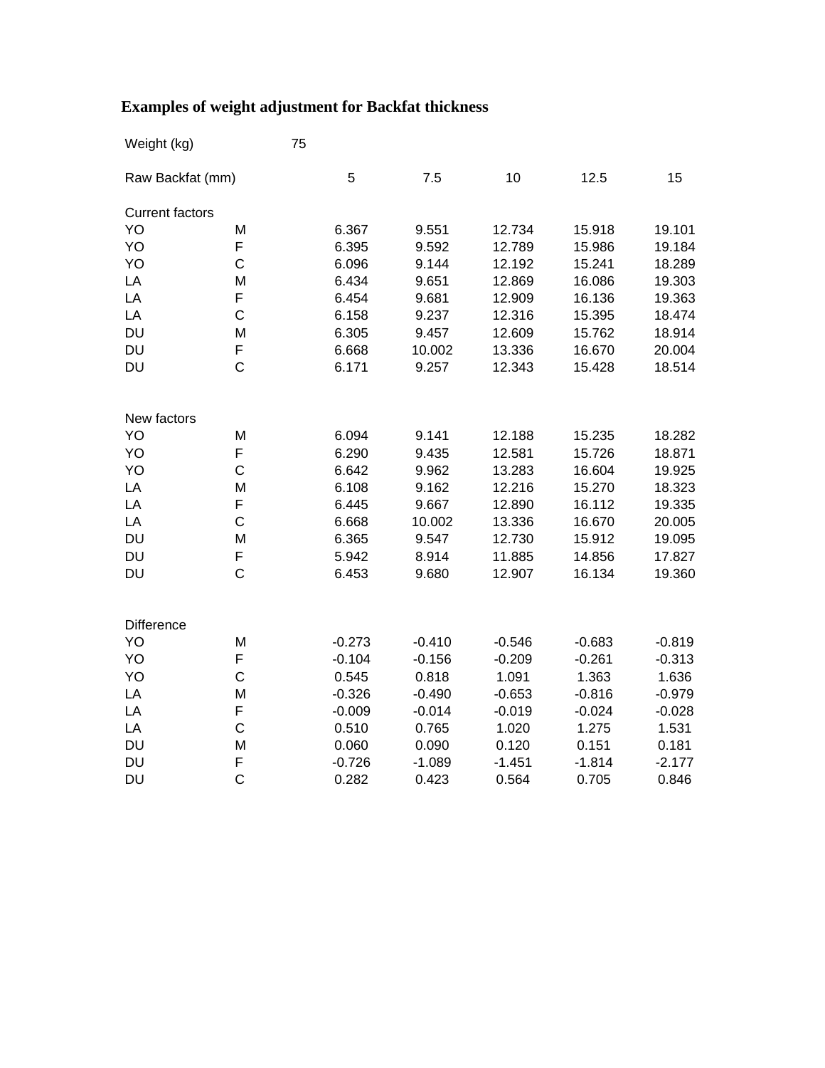# Examples of weight adjustment for Backfat thickness

Weight (kg) 75

| Raw Backfat (mm) | | 5 | 7.5 | 10 | 12.5 | 15 |
|---|---|---|---|---|---|---|
| **Current factors** | | | | | | |
| YO | M | 6.367 | 9.551 | 12.734 | 15.918 | 19.101 |
| YO | F | 6.395 | 9.592 | 12.789 | 15.986 | 19.184 |
| YO | C | 6.096 | 9.144 | 12.192 | 15.241 | 18.289 |
| LA | M | 6.434 | 9.651 | 12.869 | 16.086 | 19.303 |
| LA | F | 6.454 | 9.681 | 12.909 | 16.136 | 19.363 |
| LA | C | 6.158 | 9.237 | 12.316 | 15.395 | 18.474 |
| DU | M | 6.305 | 9.457 | 12.609 | 15.762 | 18.914 |
| DU | F | 6.668 | 10.002 | 13.336 | 16.670 | 20.004 |
| DU | C | 6.171 | 9.257 | 12.343 | 15.428 | 18.514 |
| **New factors** | | | | | | |
| YO | M | 6.094 | 9.141 | 12.188 | 15.235 | 18.282 |
| YO | F | 6.290 | 9.435 | 12.581 | 15.726 | 18.871 |
| YO | C | 6.642 | 9.962 | 13.283 | 16.604 | 19.925 |
| LA | M | 6.108 | 9.162 | 12.216 | 15.270 | 18.323 |
| LA | F | 6.445 | 9.667 | 12.890 | 16.112 | 19.335 |
| LA | C | 6.668 | 10.002 | 13.336 | 16.670 | 20.005 |
| DU | M | 6.365 | 9.547 | 12.730 | 15.912 | 19.095 |
| DU | F | 5.942 | 8.914 | 11.885 | 14.856 | 17.827 |
| DU | C | 6.453 | 9.680 | 12.907 | 16.134 | 19.360 |
| **Difference** | | | | | | |
| YO | M | -0.273 | -0.410 | -0.546 | -0.683 | -0.819 |
| YO | F | -0.104 | -0.156 | -0.209 | -0.261 | -0.313 |
| YO | C | 0.545 | 0.818 | 1.091 | 1.363 | 1.636 |
| LA | M | -0.326 | -0.490 | -0.653 | -0.816 | -0.979 |
| LA | F | -0.009 | -0.014 | -0.019 | -0.024 | -0.028 |
| LA | C | 0.510 | 0.765 | 1.020 | 1.275 | 1.531 |
| DU | M | 0.060 | 0.090 | 0.120 | 0.151 | 0.181 |
| DU | F | -0.726 | -1.089 | -1.451 | -1.814 | -2.177 |
| DU | C | 0.282 | 0.423 | 0.564 | 0.705 | 0.846 |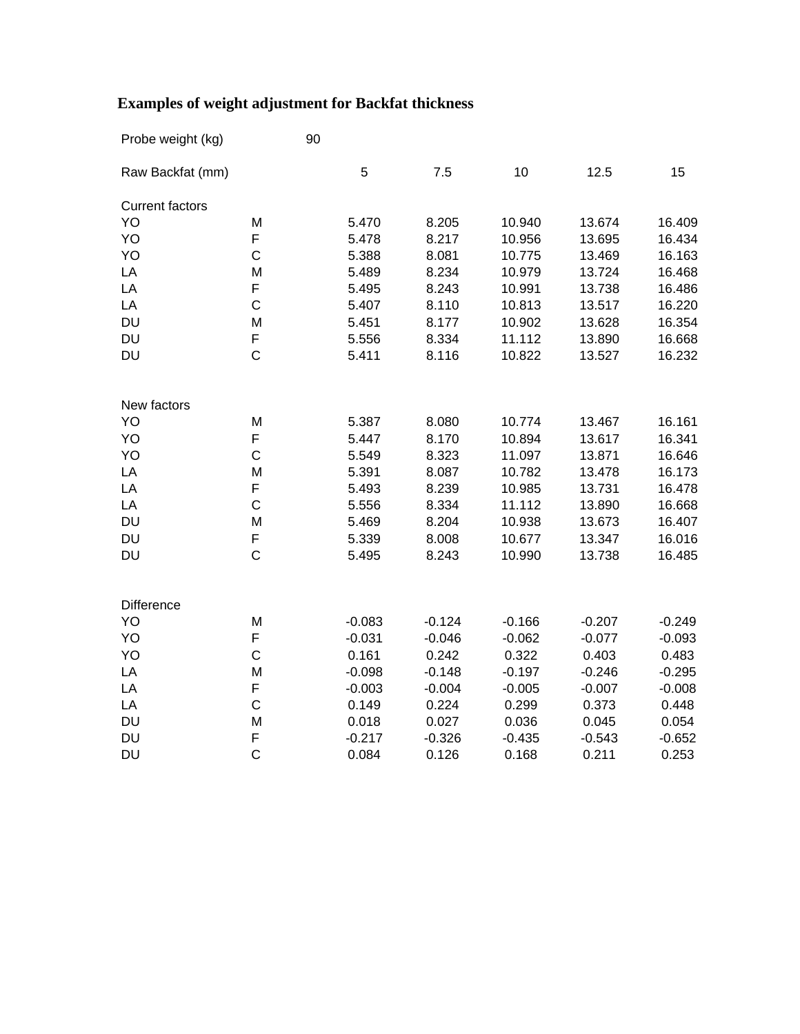## Examples of weight adjustment for Backfat thickness

Probe weight (kg) 90

| Raw Backfat (mm) | | 5 | 7.5 | 10 | 12.5 | 15 |
|---|---|---|---|---|---|---|
| **Current factors** | | | | | | |
| YO | M | 5.470 | 8.205 | 10.940 | 13.674 | 16.409 |
| YO | F | 5.478 | 8.217 | 10.956 | 13.695 | 16.434 |
| YO | C | 5.388 | 8.081 | 10.775 | 13.469 | 16.163 |
| LA | M | 5.489 | 8.234 | 10.979 | 13.724 | 16.468 |
| LA | F | 5.495 | 8.243 | 10.991 | 13.738 | 16.486 |
| LA | C | 5.407 | 8.110 | 10.813 | 13.517 | 16.220 |
| DU | M | 5.451 | 8.177 | 10.902 | 13.628 | 16.354 |
| DU | F | 5.556 | 8.334 | 11.112 | 13.890 | 16.668 |
| DU | C | 5.411 | 8.116 | 10.822 | 13.527 | 16.232 |
| **New factors** | | | | | | |
| YO | M | 5.387 | 8.080 | 10.774 | 13.467 | 16.161 |
| YO | F | 5.447 | 8.170 | 10.894 | 13.617 | 16.341 |
| YO | C | 5.549 | 8.323 | 11.097 | 13.871 | 16.646 |
| LA | M | 5.391 | 8.087 | 10.782 | 13.478 | 16.173 |
| LA | F | 5.493 | 8.239 | 10.985 | 13.731 | 16.478 |
| LA | C | 5.556 | 8.334 | 11.112 | 13.890 | 16.668 |
| DU | M | 5.469 | 8.204 | 10.938 | 13.673 | 16.407 |
| DU | F | 5.339 | 8.008 | 10.677 | 13.347 | 16.016 |
| DU | C | 5.495 | 8.243 | 10.990 | 13.738 | 16.485 |
| **Difference** | | | | | | |
| YO | M | -0.083 | -0.124 | -0.166 | -0.207 | -0.249 |
| YO | F | -0.031 | -0.046 | -0.062 | -0.077 | -0.093 |
| YO | C | 0.161 | 0.242 | 0.322 | 0.403 | 0.483 |
| LA | M | -0.098 | -0.148 | -0.197 | -0.246 | -0.295 |
| LA | F | -0.003 | -0.004 | -0.005 | -0.007 | -0.008 |
| LA | C | 0.149 | 0.224 | 0.299 | 0.373 | 0.448 |
| DU | M | 0.018 | 0.027 | 0.036 | 0.045 | 0.054 |
| DU | F | -0.217 | -0.326 | -0.435 | -0.543 | -0.652 |
| DU | C | 0.084 | 0.126 | 0.168 | 0.211 | 0.253 |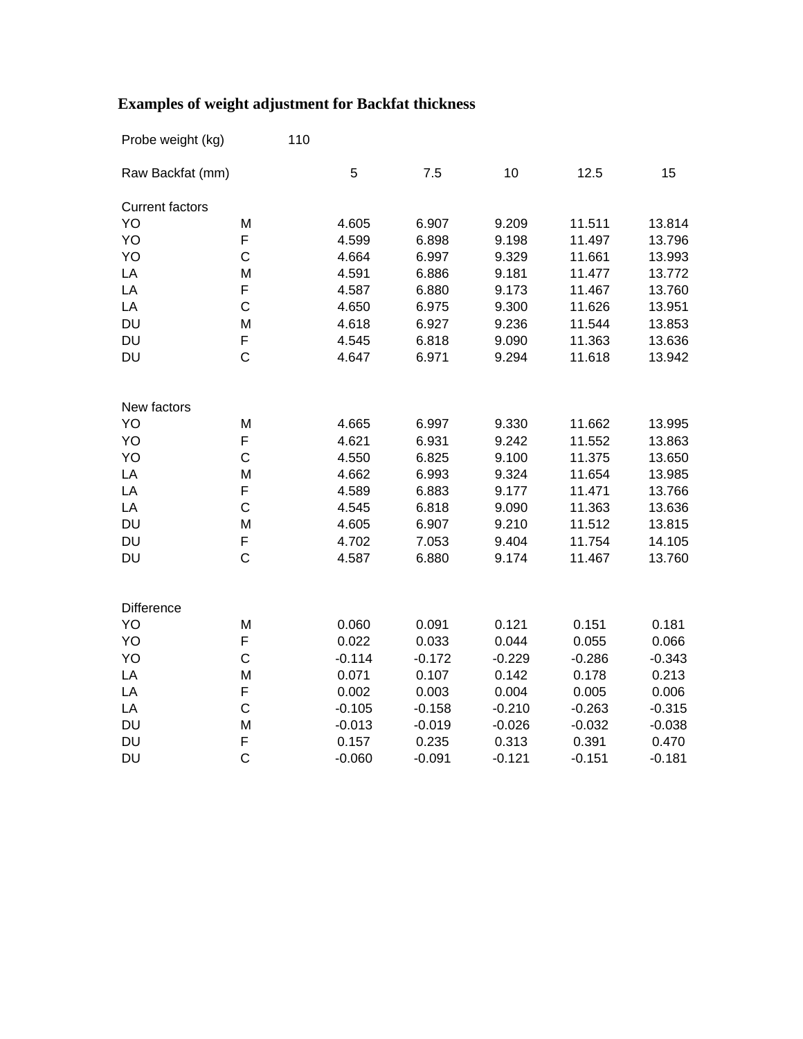## Examples of weight adjustment for Backfat thickness

Probe weight (kg) 110

| | | | | | | |
|---|---|---|---|---|---|---|
| Raw Backfat (mm) | | 5 | 7.5 | 10 | 12.5 | 15 |
| **Current factors** | | | | | | |
| YO | M | 4.605 | 6.907 | 9.209 | 11.511 | 13.814 |
| YO | F | 4.599 | 6.898 | 9.198 | 11.497 | 13.796 |
| YO | C | 4.664 | 6.997 | 9.329 | 11.661 | 13.993 |
| LA | M | 4.591 | 6.886 | 9.181 | 11.477 | 13.772 |
| LA | F | 4.587 | 6.880 | 9.173 | 11.467 | 13.760 |
| LA | C | 4.650 | 6.975 | 9.300 | 11.626 | 13.951 |
| DU | M | 4.618 | 6.927 | 9.236 | 11.544 | 13.853 |
| DU | F | 4.545 | 6.818 | 9.090 | 11.363 | 13.636 |
| DU | C | 4.647 | 6.971 | 9.294 | 11.618 | 13.942 |
| **New factors** | | | | | | |
| YO | M | 4.665 | 6.997 | 9.330 | 11.662 | 13.995 |
| YO | F | 4.621 | 6.931 | 9.242 | 11.552 | 13.863 |
| YO | C | 4.550 | 6.825 | 9.100 | 11.375 | 13.650 |
| LA | M | 4.662 | 6.993 | 9.324 | 11.654 | 13.985 |
| LA | F | 4.589 | 6.883 | 9.177 | 11.471 | 13.766 |
| LA | C | 4.545 | 6.818 | 9.090 | 11.363 | 13.636 |
| DU | M | 4.605 | 6.907 | 9.210 | 11.512 | 13.815 |
| DU | F | 4.702 | 7.053 | 9.404 | 11.754 | 14.105 |
| DU | C | 4.587 | 6.880 | 9.174 | 11.467 | 13.760 |
| **Difference** | | | | | | |
| YO | M | 0.060 | 0.091 | 0.121 | 0.151 | 0.181 |
| YO | F | 0.022 | 0.033 | 0.044 | 0.055 | 0.066 |
| YO | C | -0.114 | -0.172 | -0.229 | -0.286 | -0.343 |
| LA | M | 0.071 | 0.107 | 0.142 | 0.178 | 0.213 |
| LA | F | 0.002 | 0.003 | 0.004 | 0.005 | 0.006 |
| LA | C | -0.105 | -0.158 | -0.210 | -0.263 | -0.315 |
| DU | M | -0.013 | -0.019 | -0.026 | -0.032 | -0.038 |
| DU | F | 0.157 | 0.235 | 0.313 | 0.391 | 0.470 |
| DU | C | -0.060 | -0.091 | -0.121 | -0.151 | -0.181 |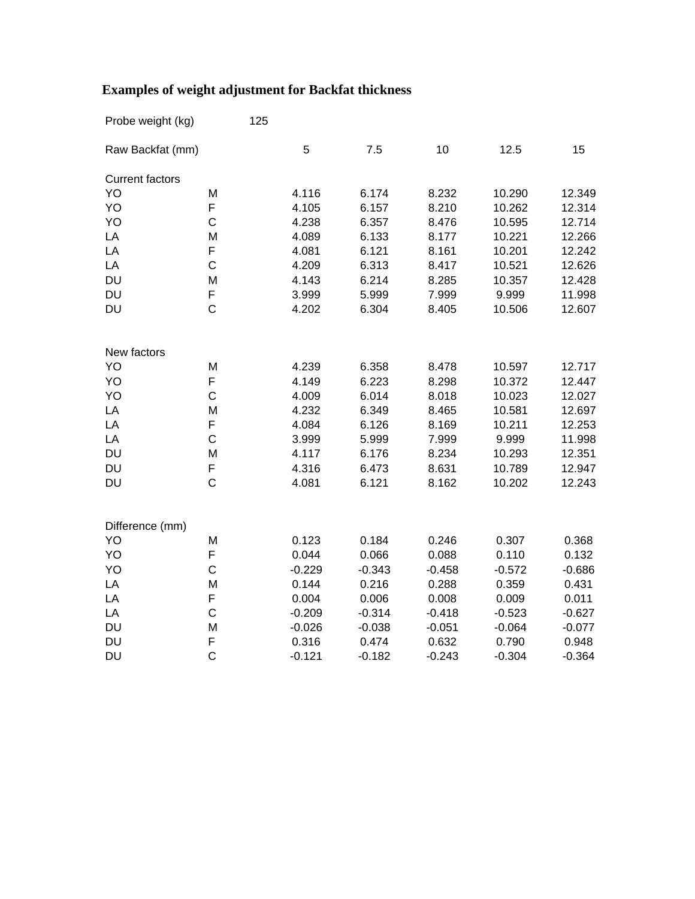**Examples of weight adjustment for Backfat thickness**

Probe weight (kg) 125

| | | | | | | |
|---|---|---|---|---|---|---|
| Raw Backfat (mm) | | 5 | 7.5 | 10 | 12.5 | 15 |
| | | | | | | |
| Current factors | | | | | | |
| YO | M | 4.116 | 6.174 | 8.232 | 10.290 | 12.349 |
| YO | F | 4.105 | 6.157 | 8.210 | 10.262 | 12.314 |
| YO | C | 4.238 | 6.357 | 8.476 | 10.595 | 12.714 |
| LA | M | 4.089 | 6.133 | 8.177 | 10.221 | 12.266 |
| LA | F | 4.081 | 6.121 | 8.161 | 10.201 | 12.242 |
| LA | C | 4.209 | 6.313 | 8.417 | 10.521 | 12.626 |
| DU | M | 4.143 | 6.214 | 8.285 | 10.357 | 12.428 |
| DU | F | 3.999 | 5.999 | 7.999 | 9.999 | 11.998 |
| DU | C | 4.202 | 6.304 | 8.405 | 10.506 | 12.607 |
| | | | | | | |
| New factors | | | | | | |
| YO | M | 4.239 | 6.358 | 8.478 | 10.597 | 12.717 |
| YO | F | 4.149 | 6.223 | 8.298 | 10.372 | 12.447 |
| YO | C | 4.009 | 6.014 | 8.018 | 10.023 | 12.027 |
| LA | M | 4.232 | 6.349 | 8.465 | 10.581 | 12.697 |
| LA | F | 4.084 | 6.126 | 8.169 | 10.211 | 12.253 |
| LA | C | 3.999 | 5.999 | 7.999 | 9.999 | 11.998 |
| DU | M | 4.117 | 6.176 | 8.234 | 10.293 | 12.351 |
| DU | F | 4.316 | 6.473 | 8.631 | 10.789 | 12.947 |
| DU | C | 4.081 | 6.121 | 8.162 | 10.202 | 12.243 |
| | | | | | | |
| Difference (mm) | | | | | | |
| YO | M | 0.123 | 0.184 | 0.246 | 0.307 | 0.368 |
| YO | F | 0.044 | 0.066 | 0.088 | 0.110 | 0.132 |
| YO | C | -0.229 | -0.343 | -0.458 | -0.572 | -0.686 |
| LA | M | 0.144 | 0.216 | 0.288 | 0.359 | 0.431 |
| LA | F | 0.004 | 0.006 | 0.008 | 0.009 | 0.011 |
| LA | C | -0.209 | -0.314 | -0.418 | -0.523 | -0.627 |
| DU | M | -0.026 | -0.038 | -0.051 | -0.064 | -0.077 |
| DU | F | 0.316 | 0.474 | 0.632 | 0.790 | 0.948 |
| DU | C | -0.121 | -0.182 | -0.243 | -0.304 | -0.364 |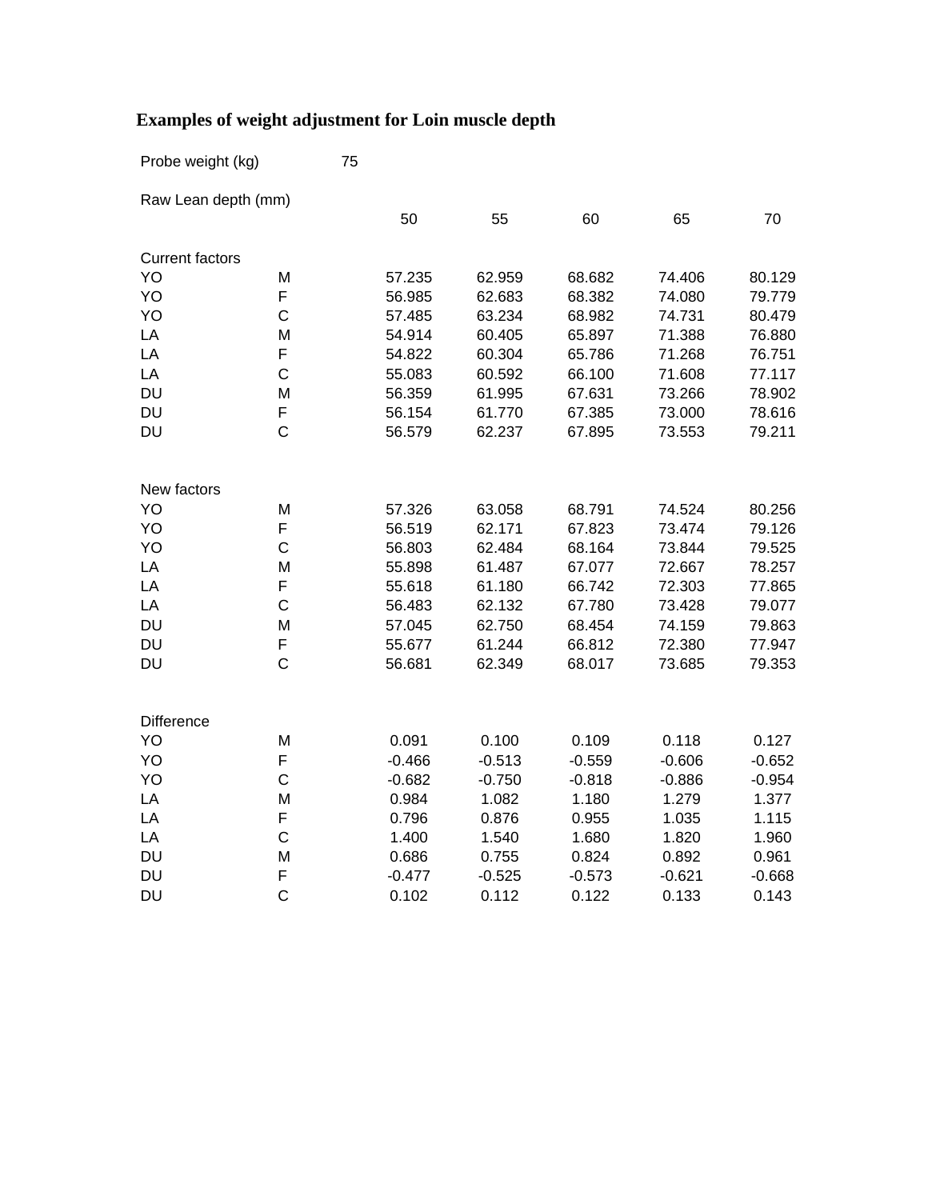## Examples of weight adjustment for Loin muscle depth

Probe weight (kg) 75

| Raw Lean depth (mm) | | 50 | 55 | 60 | 65 | 70 |
|---|---|---|---|---|---|---|
| **Current factors** | | | | | | |
| YO | M | 57.235 | 62.959 | 68.682 | 74.406 | 80.129 |
| YO | F | 56.985 | 62.683 | 68.382 | 74.080 | 79.779 |
| YO | C | 57.485 | 63.234 | 68.982 | 74.731 | 80.479 |
| LA | M | 54.914 | 60.405 | 65.897 | 71.388 | 76.880 |
| LA | F | 54.822 | 60.304 | 65.786 | 71.268 | 76.751 |
| LA | C | 55.083 | 60.592 | 66.100 | 71.608 | 77.117 |
| DU | M | 56.359 | 61.995 | 67.631 | 73.266 | 78.902 |
| DU | F | 56.154 | 61.770 | 67.385 | 73.000 | 78.616 |
| DU | C | 56.579 | 62.237 | 67.895 | 73.553 | 79.211 |
| **New factors** | | | | | | |
| YO | M | 57.326 | 63.058 | 68.791 | 74.524 | 80.256 |
| YO | F | 56.519 | 62.171 | 67.823 | 73.474 | 79.126 |
| YO | C | 56.803 | 62.484 | 68.164 | 73.844 | 79.525 |
| LA | M | 55.898 | 61.487 | 67.077 | 72.667 | 78.257 |
| LA | F | 55.618 | 61.180 | 66.742 | 72.303 | 77.865 |
| LA | C | 56.483 | 62.132 | 67.780 | 73.428 | 79.077 |
| DU | M | 57.045 | 62.750 | 68.454 | 74.159 | 79.863 |
| DU | F | 55.677 | 61.244 | 66.812 | 72.380 | 77.947 |
| DU | C | 56.681 | 62.349 | 68.017 | 73.685 | 79.353 |
| **Difference** | | | | | | |
| YO | M | 0.091 | 0.100 | 0.109 | 0.118 | 0.127 |
| YO | F | -0.466 | -0.513 | -0.559 | -0.606 | -0.652 |
| YO | C | -0.682 | -0.750 | -0.818 | -0.886 | -0.954 |
| LA | M | 0.984 | 1.082 | 1.180 | 1.279 | 1.377 |
| LA | F | 0.796 | 0.876 | 0.955 | 1.035 | 1.115 |
| LA | C | 1.400 | 1.540 | 1.680 | 1.820 | 1.960 |
| DU | M | 0.686 | 0.755 | 0.824 | 0.892 | 0.961 |
| DU | F | -0.477 | -0.525 | -0.573 | -0.621 | -0.668 |
| DU | C | 0.102 | 0.112 | 0.122 | 0.133 | 0.143 |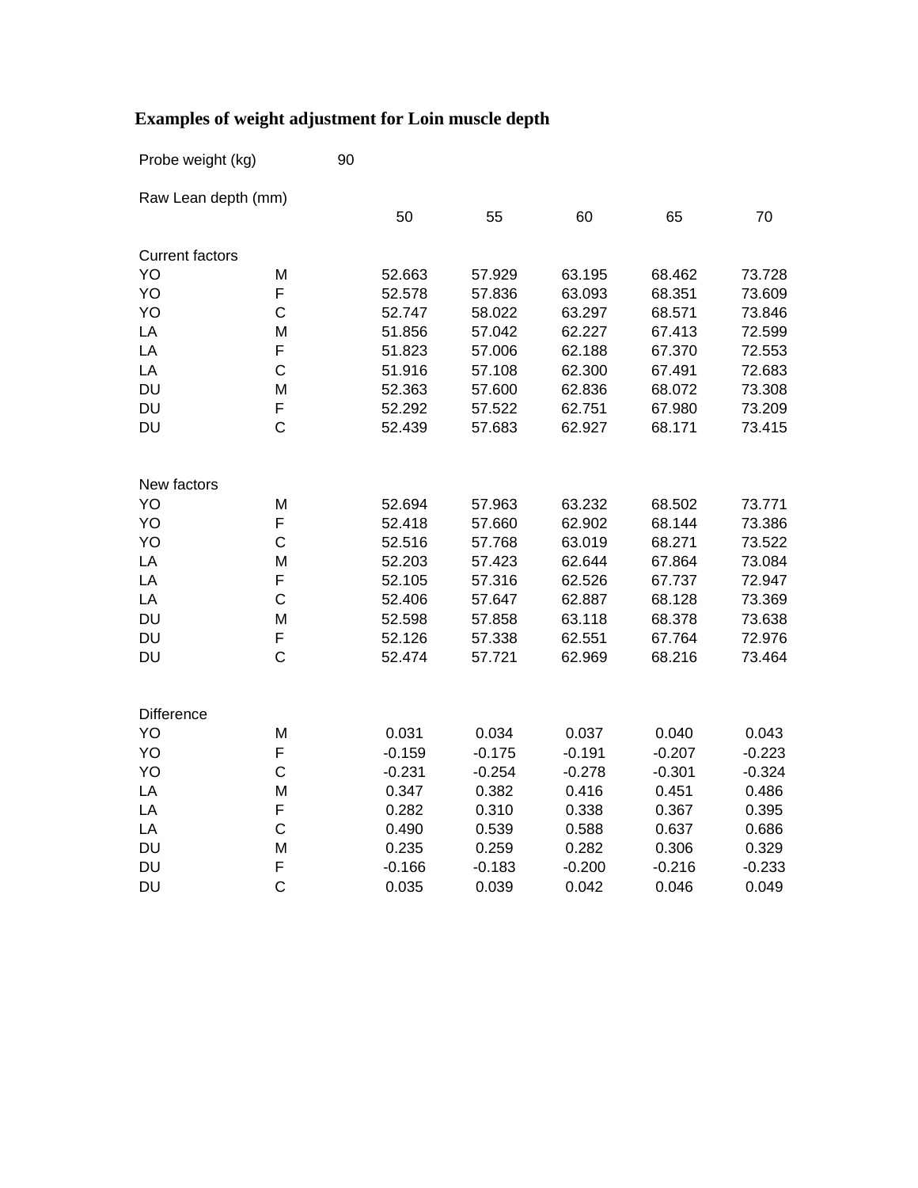# Examples of weight adjustment for Loin muscle depth

Probe weight (kg) 90

| Raw Lean depth (mm) | | 50 | 55 | 60 | 65 | 70 |
|---|---|---|---|---|---|---|
| **Current factors** | | | | | | |
| YO | M | 52.663 | 57.929 | 63.195 | 68.462 | 73.728 |
| YO | F | 52.578 | 57.836 | 63.093 | 68.351 | 73.609 |
| YO | C | 52.747 | 58.022 | 63.297 | 68.571 | 73.846 |
| LA | M | 51.856 | 57.042 | 62.227 | 67.413 | 72.599 |
| LA | F | 51.823 | 57.006 | 62.188 | 67.370 | 72.553 |
| LA | C | 51.916 | 57.108 | 62.300 | 67.491 | 72.683 |
| DU | M | 52.363 | 57.600 | 62.836 | 68.072 | 73.308 |
| DU | F | 52.292 | 57.522 | 62.751 | 67.980 | 73.209 |
| DU | C | 52.439 | 57.683 | 62.927 | 68.171 | 73.415 |
| **New factors** | | | | | | |
| YO | M | 52.694 | 57.963 | 63.232 | 68.502 | 73.771 |
| YO | F | 52.418 | 57.660 | 62.902 | 68.144 | 73.386 |
| YO | C | 52.516 | 57.768 | 63.019 | 68.271 | 73.522 |
| LA | M | 52.203 | 57.423 | 62.644 | 67.864 | 73.084 |
| LA | F | 52.105 | 57.316 | 62.526 | 67.737 | 72.947 |
| LA | C | 52.406 | 57.647 | 62.887 | 68.128 | 73.369 |
| DU | M | 52.598 | 57.858 | 63.118 | 68.378 | 73.638 |
| DU | F | 52.126 | 57.338 | 62.551 | 67.764 | 72.976 |
| DU | C | 52.474 | 57.721 | 62.969 | 68.216 | 73.464 |
| **Difference** | | | | | | |
| YO | M | 0.031 | 0.034 | 0.037 | 0.040 | 0.043 |
| YO | F | -0.159 | -0.175 | -0.191 | -0.207 | -0.223 |
| YO | C | -0.231 | -0.254 | -0.278 | -0.301 | -0.324 |
| LA | M | 0.347 | 0.382 | 0.416 | 0.451 | 0.486 |
| LA | F | 0.282 | 0.310 | 0.338 | 0.367 | 0.395 |
| LA | C | 0.490 | 0.539 | 0.588 | 0.637 | 0.686 |
| DU | M | 0.235 | 0.259 | 0.282 | 0.306 | 0.329 |
| DU | F | -0.166 | -0.183 | -0.200 | -0.216 | -0.233 |
| DU | C | 0.035 | 0.039 | 0.042 | 0.046 | 0.049 |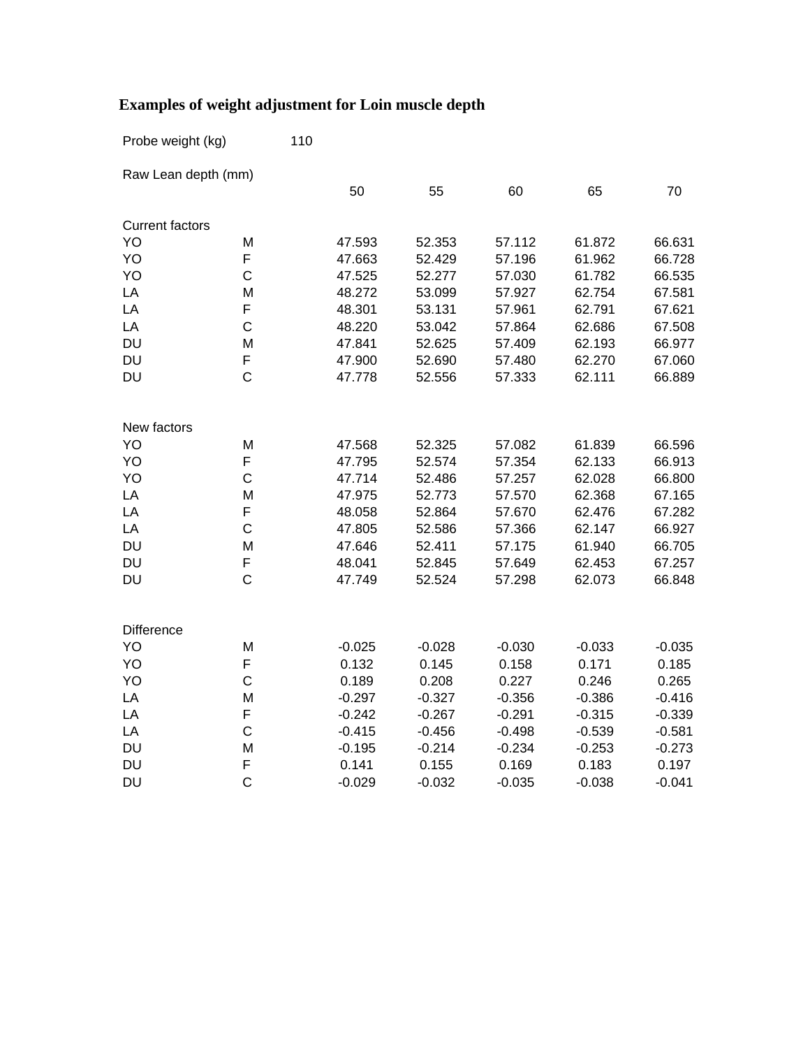## Examples of weight adjustment for Loin muscle depth

Probe weight (kg) 110

| Raw Lean depth (mm) | | 50 | 55 | 60 | 65 | 70 |
|---|---|---|---|---|---|---|
| **Current factors** | | | | | | |
| YO | M | 47.593 | 52.353 | 57.112 | 61.872 | 66.631 |
| YO | F | 47.663 | 52.429 | 57.196 | 61.962 | 66.728 |
| YO | C | 47.525 | 52.277 | 57.030 | 61.782 | 66.535 |
| LA | M | 48.272 | 53.099 | 57.927 | 62.754 | 67.581 |
| LA | F | 48.301 | 53.131 | 57.961 | 62.791 | 67.621 |
| LA | C | 48.220 | 53.042 | 57.864 | 62.686 | 67.508 |
| DU | M | 47.841 | 52.625 | 57.409 | 62.193 | 66.977 |
| DU | F | 47.900 | 52.690 | 57.480 | 62.270 | 67.060 |
| DU | C | 47.778 | 52.556 | 57.333 | 62.111 | 66.889 |
| **New factors** | | | | | | |
| YO | M | 47.568 | 52.325 | 57.082 | 61.839 | 66.596 |
| YO | F | 47.795 | 52.574 | 57.354 | 62.133 | 66.913 |
| YO | C | 47.714 | 52.486 | 57.257 | 62.028 | 66.800 |
| LA | M | 47.975 | 52.773 | 57.570 | 62.368 | 67.165 |
| LA | F | 48.058 | 52.864 | 57.670 | 62.476 | 67.282 |
| LA | C | 47.805 | 52.586 | 57.366 | 62.147 | 66.927 |
| DU | M | 47.646 | 52.411 | 57.175 | 61.940 | 66.705 |
| DU | F | 48.041 | 52.845 | 57.649 | 62.453 | 67.257 |
| DU | C | 47.749 | 52.524 | 57.298 | 62.073 | 66.848 |
| **Difference** | | | | | | |
| YO | M | -0.025 | -0.028 | -0.030 | -0.033 | -0.035 |
| YO | F | 0.132 | 0.145 | 0.158 | 0.171 | 0.185 |
| YO | C | 0.189 | 0.208 | 0.227 | 0.246 | 0.265 |
| LA | M | -0.297 | -0.327 | -0.356 | -0.386 | -0.416 |
| LA | F | -0.242 | -0.267 | -0.291 | -0.315 | -0.339 |
| LA | C | -0.415 | -0.456 | -0.498 | -0.539 | -0.581 |
| DU | M | -0.195 | -0.214 | -0.234 | -0.253 | -0.273 |
| DU | F | 0.141 | 0.155 | 0.169 | 0.183 | 0.197 |
| DU | C | -0.029 | -0.032 | -0.035 | -0.038 | -0.041 |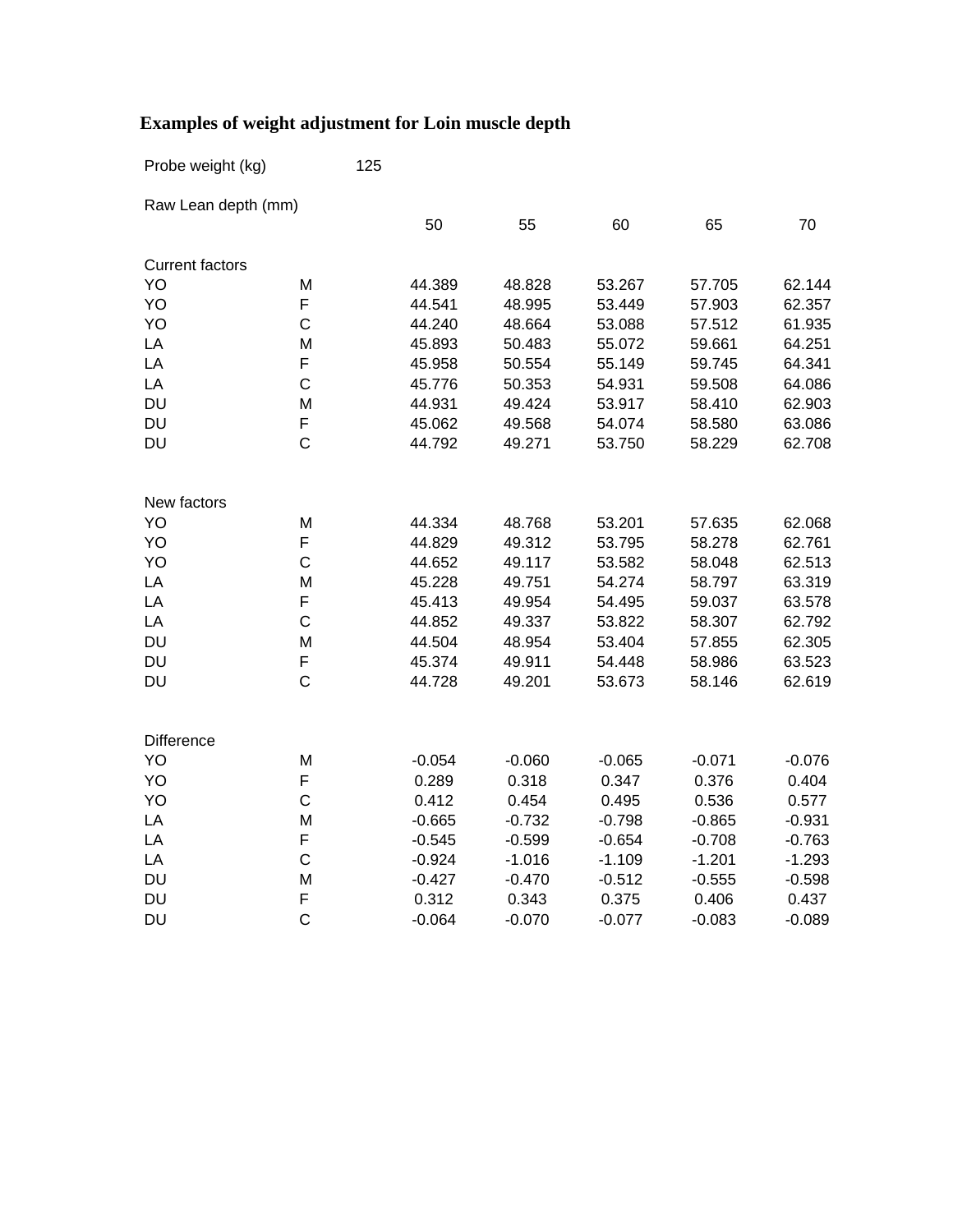# Examples of weight adjustment for Loin muscle depth

Probe weight (kg) 125

| Raw Lean depth (mm) | | 50 | 55 | 60 | 65 | 70 |
|---|---|---|---|---|---|---|
| **Current factors** | | | | | | |
| YO | M | 44.389 | 48.828 | 53.267 | 57.705 | 62.144 |
| YO | F | 44.541 | 48.995 | 53.449 | 57.903 | 62.357 |
| YO | C | 44.240 | 48.664 | 53.088 | 57.512 | 61.935 |
| LA | M | 45.893 | 50.483 | 55.072 | 59.661 | 64.251 |
| LA | F | 45.958 | 50.554 | 55.149 | 59.745 | 64.341 |
| LA | C | 45.776 | 50.353 | 54.931 | 59.508 | 64.086 |
| DU | M | 44.931 | 49.424 | 53.917 | 58.410 | 62.903 |
| DU | F | 45.062 | 49.568 | 54.074 | 58.580 | 63.086 |
| DU | C | 44.792 | 49.271 | 53.750 | 58.229 | 62.708 |
| **New factors** | | | | | | |
| YO | M | 44.334 | 48.768 | 53.201 | 57.635 | 62.068 |
| YO | F | 44.829 | 49.312 | 53.795 | 58.278 | 62.761 |
| YO | C | 44.652 | 49.117 | 53.582 | 58.048 | 62.513 |
| LA | M | 45.228 | 49.751 | 54.274 | 58.797 | 63.319 |
| LA | F | 45.413 | 49.954 | 54.495 | 59.037 | 63.578 |
| LA | C | 44.852 | 49.337 | 53.822 | 58.307 | 62.792 |
| DU | M | 44.504 | 48.954 | 53.404 | 57.855 | 62.305 |
| DU | F | 45.374 | 49.911 | 54.448 | 58.986 | 63.523 |
| DU | C | 44.728 | 49.201 | 53.673 | 58.146 | 62.619 |
| **Difference** | | | | | | |
| YO | M | -0.054 | -0.060 | -0.065 | -0.071 | -0.076 |
| YO | F | 0.289 | 0.318 | 0.347 | 0.376 | 0.404 |
| YO | C | 0.412 | 0.454 | 0.495 | 0.536 | 0.577 |
| LA | M | -0.665 | -0.732 | -0.798 | -0.865 | -0.931 |
| LA | F | -0.545 | -0.599 | -0.654 | -0.708 | -0.763 |
| LA | C | -0.924 | -1.016 | -1.109 | -1.201 | -1.293 |
| DU | M | -0.427 | -0.470 | -0.512 | -0.555 | -0.598 |
| DU | F | 0.312 | 0.343 | 0.375 | 0.406 | 0.437 |
| DU | C | -0.064 | -0.070 | -0.077 | -0.083 | -0.089 |